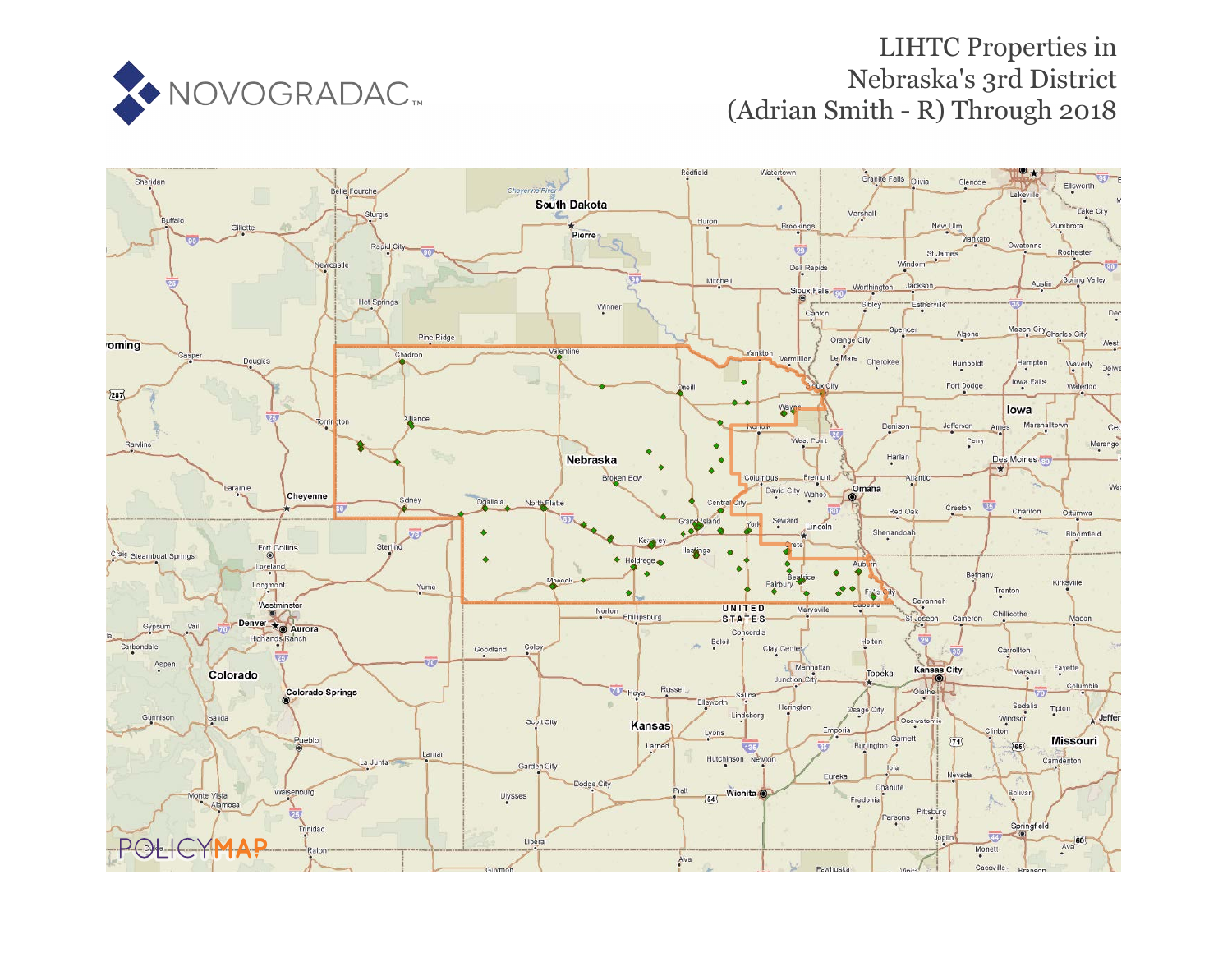NOVOGRADAC

# LIHTC Properties in Nebraska's 3rd District (Adrian Smith - R) Through 2018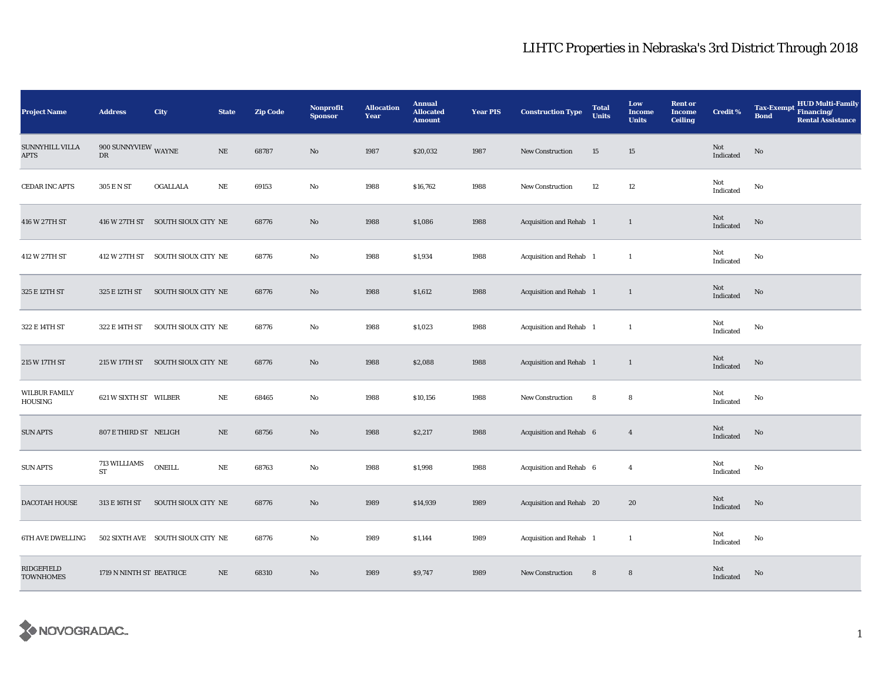# LIHTC Properties in Nebraska's 3rd District Through 2018

| Project Name | Address | City | State | Zip Code | Nonprofit Sponsor | Allocation Year | Annual Allocated Amount | Year PIS | Construction Type | Total Units | Low Income Units | Rent or Income Ceiling | Credit % | Tax-Exempt Bond | HUD Multi-Family Financing/ Rental Assistance |
|---|---|---|---|---|---|---|---|---|---|---|---|---|---|---|---|
| SUNNYHILL VILLA APTS | 900 SUNNYVIEW DR | WAYNE | NE | 68787 | No | 1987 | $20,032 | 1987 | New Construction | 15 | 15 | | Not Indicated | No | |
| CEDAR INC APTS | 305 E N ST | OGALLALA | NE | 69153 | No | 1988 | $16,762 | 1988 | New Construction | 12 | 12 | | Not Indicated | No | |
| 416 W 27TH ST | 416 W 27TH ST | SOUTH SIOUX CITY | NE | 68776 | No | 1988 | $1,086 | 1988 | Acquisition and Rehab | 1 | 1 | | Not Indicated | No | |
| 412 W 27TH ST | 412 W 27TH ST | SOUTH SIOUX CITY | NE | 68776 | No | 1988 | $1,934 | 1988 | Acquisition and Rehab | 1 | 1 | | Not Indicated | No | |
| 325 E 12TH ST | 325 E 12TH ST | SOUTH SIOUX CITY | NE | 68776 | No | 1988 | $1,612 | 1988 | Acquisition and Rehab | 1 | 1 | | Not Indicated | No | |
| 322 E 14TH ST | 322 E 14TH ST | SOUTH SIOUX CITY | NE | 68776 | No | 1988 | $1,023 | 1988 | Acquisition and Rehab | 1 | 1 | | Not Indicated | No | |
| 215 W 17TH ST | 215 W 17TH ST | SOUTH SIOUX CITY | NE | 68776 | No | 1988 | $2,088 | 1988 | Acquisition and Rehab | 1 | 1 | | Not Indicated | No | |
| WILBUR FAMILY HOUSING | 621 W SIXTH ST | WILBER | NE | 68465 | No | 1988 | $10,156 | 1988 | New Construction | 8 | 8 | | Not Indicated | No | |
| SUN APTS | 807 E THIRD ST | NELIGH | NE | 68756 | No | 1988 | $2,217 | 1988 | Acquisition and Rehab | 6 | 4 | | Not Indicated | No | |
| SUN APTS | 713 WILLIAMS ST | ONEILL | NE | 68763 | No | 1988 | $1,998 | 1988 | Acquisition and Rehab | 6 | 4 | | Not Indicated | No | |
| DACOTAH HOUSE | 313 E 16TH ST | SOUTH SIOUX CITY | NE | 68776 | No | 1989 | $14,939 | 1989 | Acquisition and Rehab | 20 | 20 | | Not Indicated | No | |
| 6TH AVE DWELLING | 502 SIXTH AVE | SOUTH SIOUX CITY | NE | 68776 | No | 1989 | $1,144 | 1989 | Acquisition and Rehab | 1 | 1 | | Not Indicated | No | |
| RIDGEFIELD TOWNHOMES | 1719 N NINTH ST | BEATRICE | NE | 68310 | No | 1989 | $9,747 | 1989 | New Construction | 8 | 8 | | Not Indicated | No | |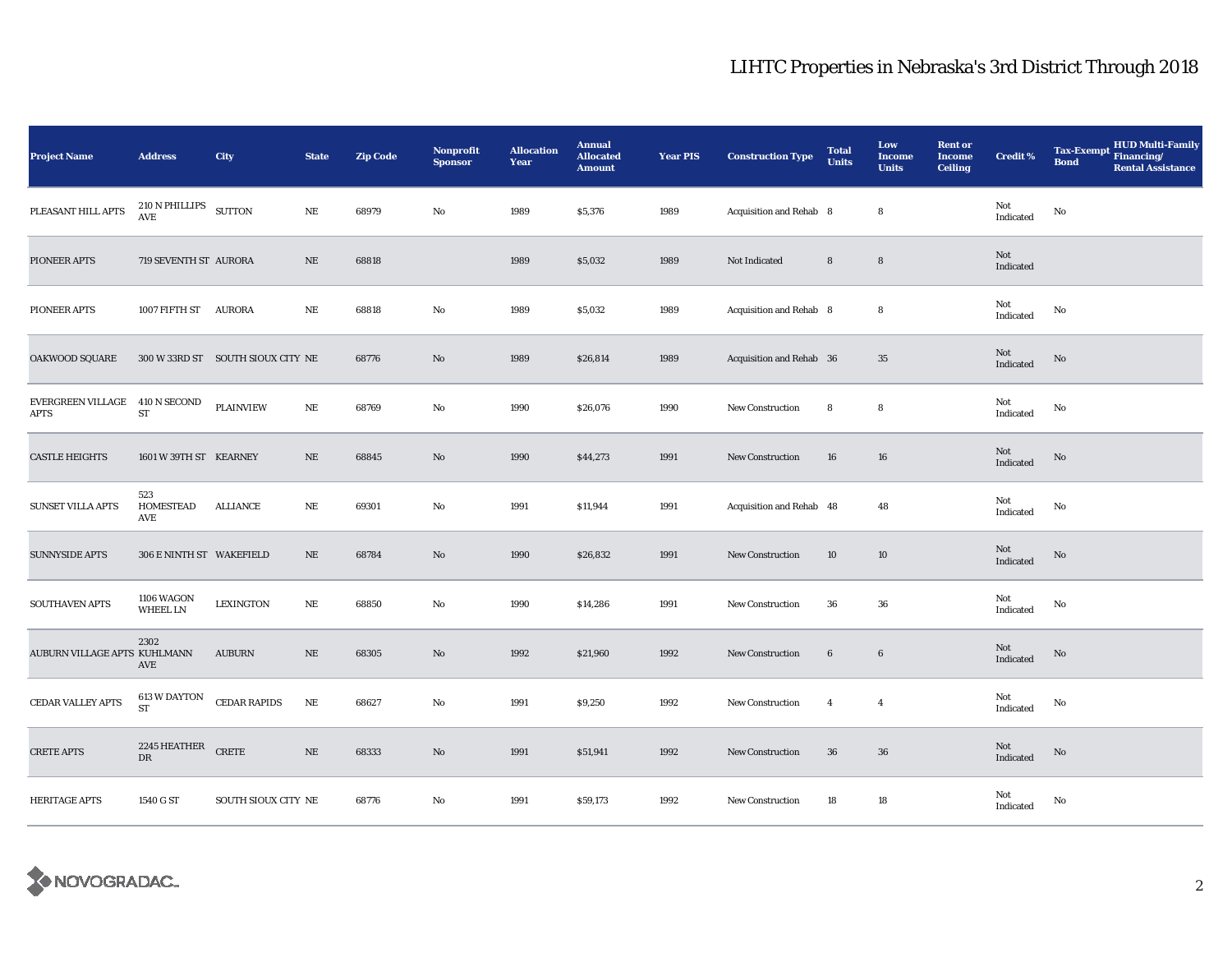# LIHTC Properties in Nebraska's 3rd District Through 2018

| Project Name | Address | City | State | Zip Code | Nonprofit Sponsor | Allocation Year | Annual Allocated Amount | Year PIS | Construction Type | Total Units | Low Income Units | Rent or Income Ceiling | Credit % | Tax-Exempt Bond | HUD Multi-Family Financing/ Rental Assistance |
|---|---|---|---|---|---|---|---|---|---|---|---|---|---|---|---|
| PLEASANT HILL APTS | 210 N PHILLIPS AVE | SUTTON | NE | 68979 | No | 1989 | $5,376 | 1989 | Acquisition and Rehab | 8 | 8 | | Not Indicated | No | |
| PIONEER APTS | 719 SEVENTH ST | AURORA | NE | 68818 | | 1989 | $5,032 | 1989 | Not Indicated | 8 | 8 | | Not Indicated | | |
| PIONEER APTS | 1007 FIFTH ST | AURORA | NE | 68818 | No | 1989 | $5,032 | 1989 | Acquisition and Rehab | 8 | 8 | | Not Indicated | No | |
| OAKWOOD SQUARE | 300 W 33RD ST | SOUTH SIOUX CITY | NE | 68776 | No | 1989 | $26,814 | 1989 | Acquisition and Rehab | 36 | 35 | | Not Indicated | No | |
| EVERGREEN VILLAGE APTS | 410 N SECOND ST | PLAINVIEW | NE | 68769 | No | 1990 | $26,076 | 1990 | New Construction | 8 | 8 | | Not Indicated | No | |
| CASTLE HEIGHTS | 1601 W 39TH ST | KEARNEY | NE | 68845 | No | 1990 | $44,273 | 1991 | New Construction | 16 | 16 | | Not Indicated | No | |
| SUNSET VILLA APTS | 523 HOMESTEAD AVE | ALLIANCE | NE | 69301 | No | 1991 | $11,944 | 1991 | Acquisition and Rehab | 48 | 48 | | Not Indicated | No | |
| SUNNYSIDE APTS | 306 E NINTH ST | WAKEFIELD | NE | 68784 | No | 1990 | $26,832 | 1991 | New Construction | 10 | 10 | | Not Indicated | No | |
| SOUTHAVEN APTS | 1106 WAGON WHEEL LN | LEXINGTON | NE | 68850 | No | 1990 | $14,286 | 1991 | New Construction | 36 | 36 | | Not Indicated | No | |
| AUBURN VILLAGE APTS | 2302 KUHLMANN AVE | AUBURN | NE | 68305 | No | 1992 | $21,960 | 1992 | New Construction | 6 | 6 | | Not Indicated | No | |
| CEDAR VALLEY APTS | 613 W DAYTON ST | CEDAR RAPIDS | NE | 68627 | No | 1991 | $9,250 | 1992 | New Construction | 4 | 4 | | Not Indicated | No | |
| CRETE APTS | 2245 HEATHER DR | CRETE | NE | 68333 | No | 1991 | $51,941 | 1992 | New Construction | 36 | 36 | | Not Indicated | No | |
| HERITAGE APTS | 1540 G ST | SOUTH SIOUX CITY | NE | 68776 | No | 1991 | $59,173 | 1992 | New Construction | 18 | 18 | | Not Indicated | No | |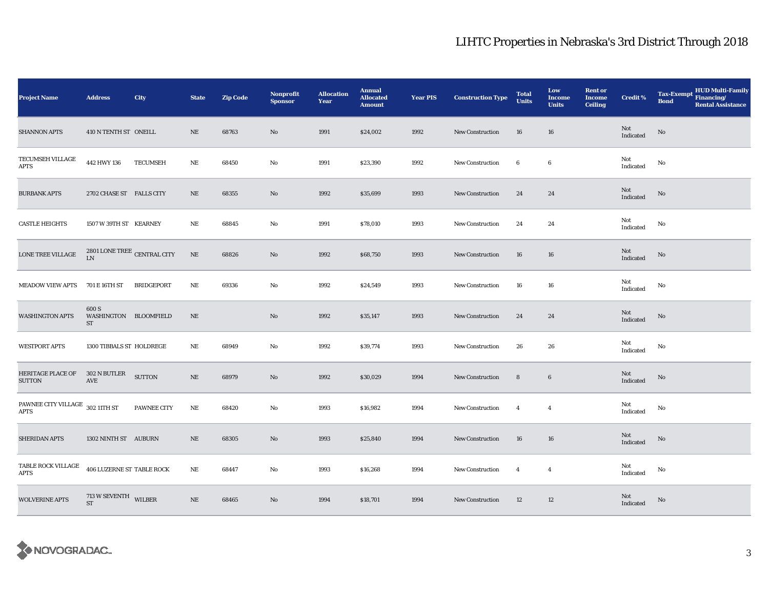# LIHTC Properties in Nebraska's 3rd District Through 2018

| Project Name | Address | City | State | Zip Code | Nonprofit Sponsor | Allocation Year | Annual Allocated Amount | Year PIS | Construction Type | Total Units | Low Income Units | Rent or Income Ceiling | Credit % | Tax-Exempt Bond | HUD Multi-Family Financing/ Rental Assistance |
|---|---|---|---|---|---|---|---|---|---|---|---|---|---|---|---|
| SHANNON APTS | 410 N TENTH ST | ONEILL | NE | 68763 | No | 1991 | $24,002 | 1992 | New Construction | 16 | 16 | | Not Indicated | No | |
| TECUMSEH VILLAGE APTS | 442 HWY 136 | TECUMSEH | NE | 68450 | No | 1991 | $23,390 | 1992 | New Construction | 6 | 6 | | Not Indicated | No | |
| BURBANK APTS | 2702 CHASE ST | FALLS CITY | NE | 68355 | No | 1992 | $35,699 | 1993 | New Construction | 24 | 24 | | Not Indicated | No | |
| CASTLE HEIGHTS | 1507 W 39TH ST | KEARNEY | NE | 68845 | No | 1991 | $78,010 | 1993 | New Construction | 24 | 24 | | Not Indicated | No | |
| LONE TREE VILLAGE | 2801 LONE TREE LN | CENTRAL CITY | NE | 68826 | No | 1992 | $68,750 | 1993 | New Construction | 16 | 16 | | Not Indicated | No | |
| MEADOW VIEW APTS | 701 E 16TH ST | BRIDGEPORT | NE | 69336 | No | 1992 | $24,549 | 1993 | New Construction | 16 | 16 | | Not Indicated | No | |
| WASHINGTON APTS | 600 S WASHINGTON ST | BLOOMFIELD | NE | | No | 1992 | $35,147 | 1993 | New Construction | 24 | 24 | | Not Indicated | No | |
| WESTPORT APTS | 1300 TIBBALS ST | HOLDREGE | NE | 68949 | No | 1992 | $39,774 | 1993 | New Construction | 26 | 26 | | Not Indicated | No | |
| HERITAGE PLACE OF SUTTON | 302 N BUTLER AVE | SUTTON | NE | 68979 | No | 1992 | $30,029 | 1994 | New Construction | 8 | 6 | | Not Indicated | No | |
| PAWNEE CITY VILLAGE APTS | 302 11TH ST | PAWNEE CITY | NE | 68420 | No | 1993 | $16,982 | 1994 | New Construction | 4 | 4 | | Not Indicated | No | |
| SHERIDAN APTS | 1302 NINTH ST | AUBURN | NE | 68305 | No | 1993 | $25,840 | 1994 | New Construction | 16 | 16 | | Not Indicated | No | |
| TABLE ROCK VILLAGE APTS | 406 LUZERNE ST | TABLE ROCK | NE | 68447 | No | 1993 | $16,268 | 1994 | New Construction | 4 | 4 | | Not Indicated | No | |
| WOLVERINE APTS | 713 W SEVENTH ST | WILBER | NE | 68465 | No | 1994 | $18,701 | 1994 | New Construction | 12 | 12 | | Not Indicated | No | |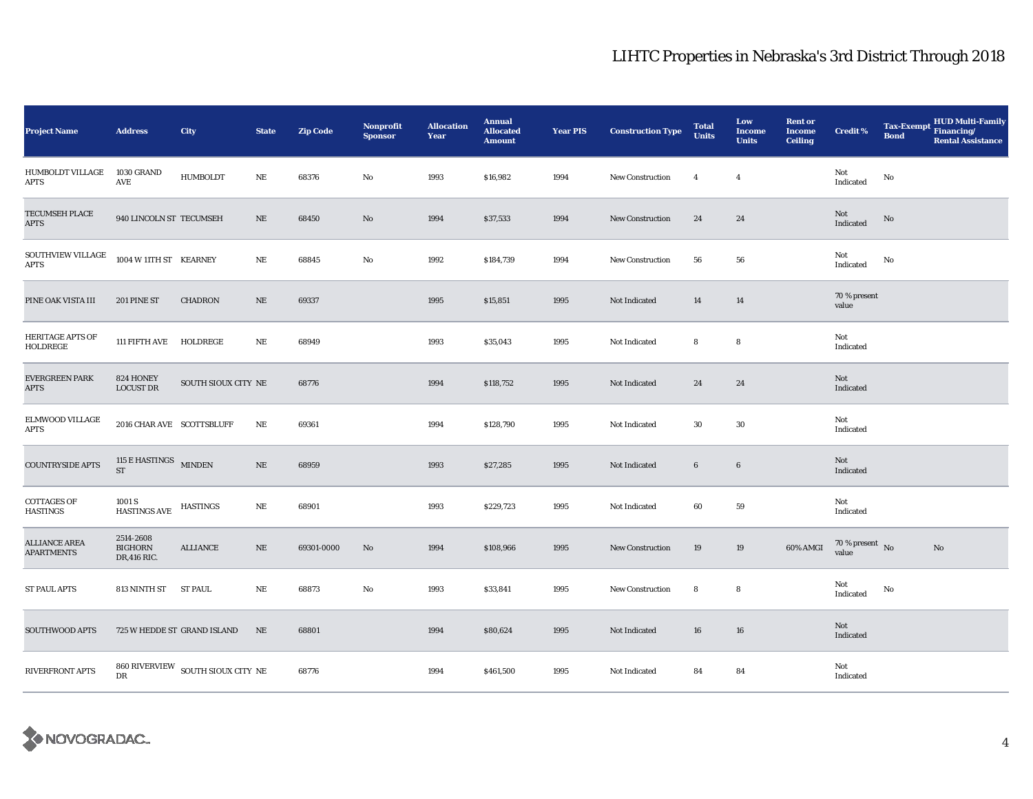# LIHTC Properties in Nebraska's 3rd District Through 2018

| Project Name | Address | City | State | Zip Code | Nonprofit Sponsor | Allocation Year | Annual Allocated Amount | Year PIS | Construction Type | Total Units | Low Income Units | Rent or Income Ceiling | Credit % | Tax-Exempt Bond | HUD Multi-Family Financing/ Rental Assistance |
|---|---|---|---|---|---|---|---|---|---|---|---|---|---|---|---|
| HUMBOLDT VILLAGE APTS | 1030 GRAND AVE | HUMBOLDT | NE | 68376 | No | 1993 | $16,982 | 1994 | New Construction | 4 | 4 | | Not Indicated | No | |
| TECUMSEH PLACE APTS | 940 LINCOLN ST | TECUMSEH | NE | 68450 | No | 1994 | $37,533 | 1994 | New Construction | 24 | 24 | | Not Indicated | No | |
| SOUTHVIEW VILLAGE APTS | 1004 W 11TH ST | KEARNEY | NE | 68845 | No | 1992 | $184,739 | 1994 | New Construction | 56 | 56 | | Not Indicated | No | |
| PINE OAK VISTA III | 201 PINE ST | CHADRON | NE | 69337 | | 1995 | $15,851 | 1995 | Not Indicated | 14 | 14 | | 70 % present value | | |
| HERITAGE APTS OF HOLDREGE | 111 FIFTH AVE | HOLDREGE | NE | 68949 | | 1993 | $35,043 | 1995 | Not Indicated | 8 | 8 | | Not Indicated | | |
| EVERGREEN PARK APTS | 824 HONEY LOCUST DR | SOUTH SIOUX CITY | NE | 68776 | | 1994 | $118,752 | 1995 | Not Indicated | 24 | 24 | | Not Indicated | | |
| ELMWOOD VILLAGE APTS | 2016 CHAR AVE | SCOTTSBLUFF | NE | 69361 | | 1994 | $128,790 | 1995 | Not Indicated | 30 | 30 | | Not Indicated | | |
| COUNTRYSIDE APTS | 115 E HASTINGS ST | MINDEN | NE | 68959 | | 1993 | $27,285 | 1995 | Not Indicated | 6 | 6 | | Not Indicated | | |
| COTTAGES OF HASTINGS | 1001 S HASTINGS AVE | HASTINGS | NE | 68901 | | 1993 | $229,723 | 1995 | Not Indicated | 60 | 59 | | Not Indicated | | |
| ALLIANCE AREA APARTMENTS | 2514-2608 BIGHORN DR,416 RIC. | ALLIANCE | NE | 69301-0000 | No | 1994 | $108,966 | 1995 | New Construction | 19 | 19 | 60% AMGI | 70 % present value | No | No |
| ST PAUL APTS | 813 NINTH ST | ST PAUL | NE | 68873 | No | 1993 | $33,841 | 1995 | New Construction | 8 | 8 | | Not Indicated | No | |
| SOUTHWOOD APTS | 725 W HEDDE ST | GRAND ISLAND | NE | 68801 | | 1994 | $80,624 | 1995 | Not Indicated | 16 | 16 | | Not Indicated | | |
| RIVERFRONT APTS | 860 RIVERVIEW DR | SOUTH SIOUX CITY | NE | 68776 | | 1994 | $461,500 | 1995 | Not Indicated | 84 | 84 | | Not Indicated | | |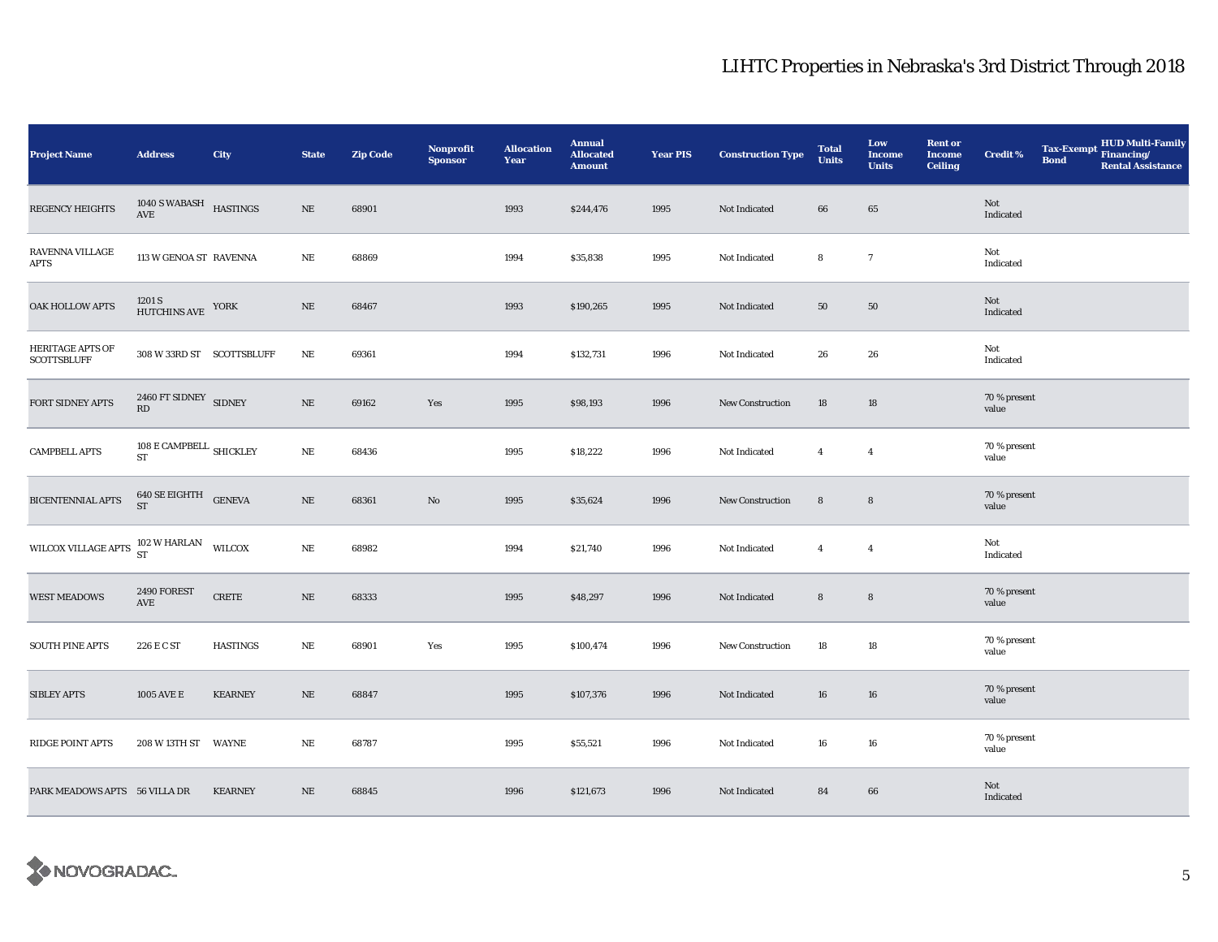# LIHTC Properties in Nebraska's 3rd District Through 2018

| Project Name | Address | City | State | Zip Code | Nonprofit Sponsor | Allocation Year | Annual Allocated Amount | Year PIS | Construction Type | Total Units | Low Income Units | Rent or Income Ceiling | Credit % | Tax-Exempt Bond | HUD Multi-Family Financing/ Rental Assistance |
|---|---|---|---|---|---|---|---|---|---|---|---|---|---|---|---|
| REGENCY HEIGHTS | 1040 S WABASH AVE | HASTINGS | NE | 68901 | | 1993 | $244,476 | 1995 | Not Indicated | 66 | 65 | | Not Indicated | | |
| RAVENNA VILLAGE APTS | 113 W GENOA ST | RAVENNA | NE | 68869 | | 1994 | $35,838 | 1995 | Not Indicated | 8 | 7 | | Not Indicated | | |
| OAK HOLLOW APTS | 1201 S HUTCHINS AVE | YORK | NE | 68467 | | 1993 | $190,265 | 1995 | Not Indicated | 50 | 50 | | Not Indicated | | |
| HERITAGE APTS OF SCOTTSBLUFF | 308 W 33RD ST | SCOTTSBLUFF | NE | 69361 | | 1994 | $132,731 | 1996 | Not Indicated | 26 | 26 | | Not Indicated | | |
| FORT SIDNEY APTS | 2460 FT SIDNEY RD | SIDNEY | NE | 69162 | Yes | 1995 | $98,193 | 1996 | New Construction | 18 | 18 | | 70 % present value | | |
| CAMPBELL APTS | 108 E CAMPBELL ST | SHICKLEY | NE | 68436 | | 1995 | $18,222 | 1996 | Not Indicated | 4 | 4 | | 70 % present value | | |
| BICENTENNIAL APTS | 640 SE EIGHTH ST | GENEVA | NE | 68361 | No | 1995 | $35,624 | 1996 | New Construction | 8 | 8 | | 70 % present value | | |
| WILCOX VILLAGE APTS | 102 W HARLAN ST | WILCOX | NE | 68982 | | 1994 | $21,740 | 1996 | Not Indicated | 4 | 4 | | Not Indicated | | |
| WEST MEADOWS | 2490 FOREST AVE | CRETE | NE | 68333 | | 1995 | $48,297 | 1996 | Not Indicated | 8 | 8 | | 70 % present value | | |
| SOUTH PINE APTS | 226 E C ST | HASTINGS | NE | 68901 | Yes | 1995 | $100,474 | 1996 | New Construction | 18 | 18 | | 70 % present value | | |
| SIBLEY APTS | 1005 AVE E | KEARNEY | NE | 68847 | | 1995 | $107,376 | 1996 | Not Indicated | 16 | 16 | | 70 % present value | | |
| RIDGE POINT APTS | 208 W 13TH ST | WAYNE | NE | 68787 | | 1995 | $55,521 | 1996 | Not Indicated | 16 | 16 | | 70 % present value | | |
| PARK MEADOWS APTS | 56 VILLA DR | KEARNEY | NE | 68845 | | 1996 | $121,673 | 1996 | Not Indicated | 84 | 66 | | Not Indicated | | |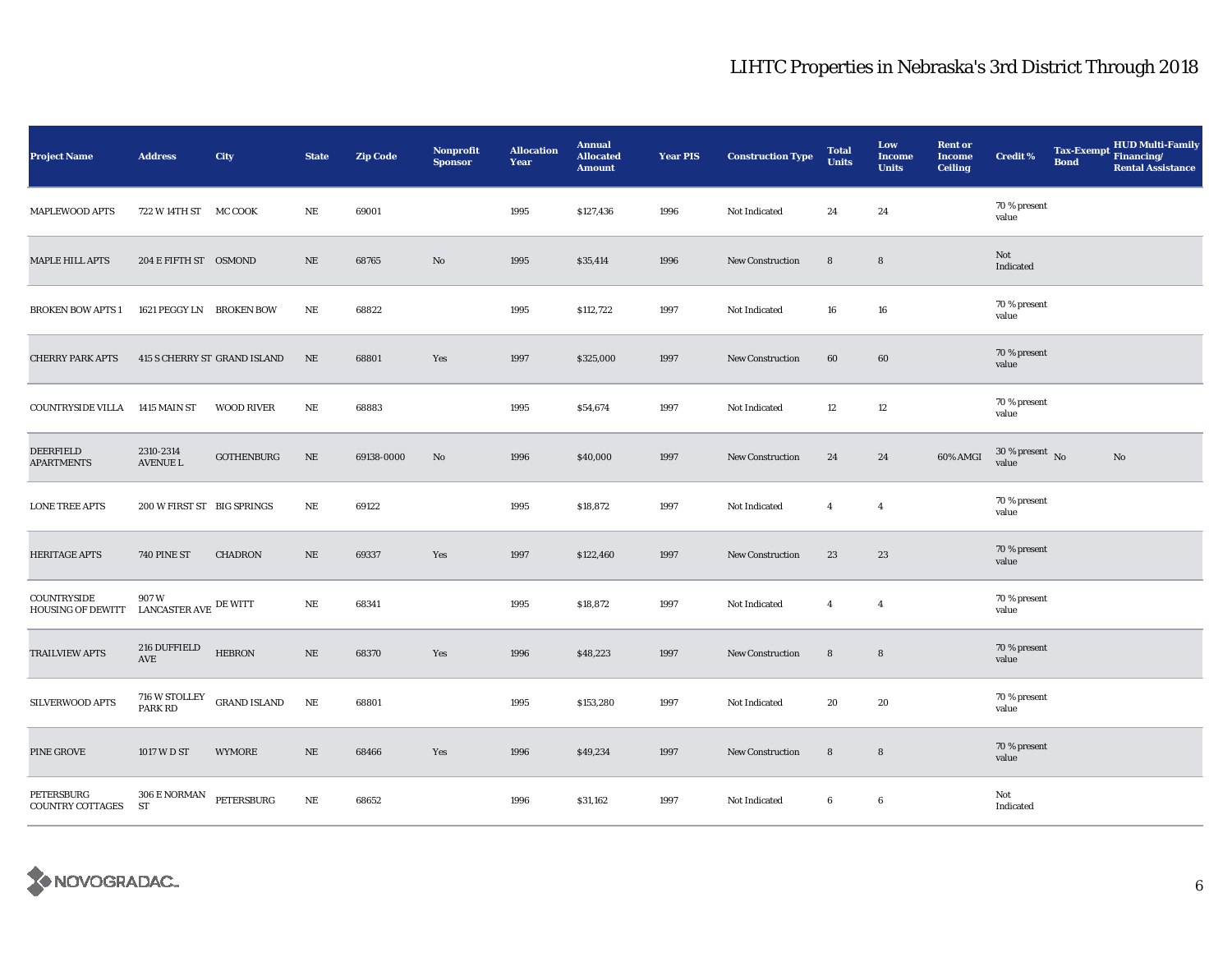# LIHTC Properties in Nebraska's 3rd District Through 2018

| Project Name | Address | City | State | Zip Code | Nonprofit Sponsor | Allocation Year | Annual Allocated Amount | Year PIS | Construction Type | Total Units | Low Income Units | Rent or Income Ceiling | Credit % | Tax-Exempt Bond | HUD Multi-Family Financing/ Rental Assistance |
|---|---|---|---|---|---|---|---|---|---|---|---|---|---|---|---|
| MAPLEWOOD APTS | 722 W 14TH ST | MC COOK | NE | 69001 | | 1995 | $127,436 | 1996 | Not Indicated | 24 | 24 | | 70 % present value | | |
| MAPLE HILL APTS | 204 E FIFTH ST | OSMOND | NE | 68765 | No | 1995 | $35,414 | 1996 | New Construction | 8 | 8 | | Not Indicated | | |
| BROKEN BOW APTS 1 | 1621 PEGGY LN | BROKEN BOW | NE | 68822 | | 1995 | $112,722 | 1997 | Not Indicated | 16 | 16 | | 70 % present value | | |
| CHERRY PARK APTS | 415 S CHERRY ST | GRAND ISLAND | NE | 68801 | Yes | 1997 | $325,000 | 1997 | New Construction | 60 | 60 | | 70 % present value | | |
| COUNTRYSIDE VILLA | 1415 MAIN ST | WOOD RIVER | NE | 68883 | | 1995 | $54,674 | 1997 | Not Indicated | 12 | 12 | | 70 % present value | | |
| DEERFIELD APARTMENTS | 2310-2314 AVENUE L | GOTHENBURG | NE | 69138-0000 | No | 1996 | $40,000 | 1997 | New Construction | 24 | 24 | 60% AMGI | 30 % present value | No | No |
| LONE TREE APTS | 200 W FIRST ST | BIG SPRINGS | NE | 69122 | | 1995 | $18,872 | 1997 | Not Indicated | 4 | 4 | | 70 % present value | | |
| HERITAGE APTS | 740 PINE ST | CHADRON | NE | 69337 | Yes | 1997 | $122,460 | 1997 | New Construction | 23 | 23 | | 70 % present value | | |
| COUNTRYSIDE HOUSING OF DEWITT | 907 W LANCASTER AVE | DE WITT | NE | 68341 | | 1995 | $18,872 | 1997 | Not Indicated | 4 | 4 | | 70 % present value | | |
| TRAILVIEW APTS | 216 DUFFIELD AVE | HEBRON | NE | 68370 | Yes | 1996 | $48,223 | 1997 | New Construction | 8 | 8 | | 70 % present value | | |
| SILVERWOOD APTS | 716 W STOLLEY PARK RD | GRAND ISLAND | NE | 68801 | | 1995 | $153,280 | 1997 | Not Indicated | 20 | 20 | | 70 % present value | | |
| PINE GROVE | 1017 W D ST | WYMORE | NE | 68466 | Yes | 1996 | $49,234 | 1997 | New Construction | 8 | 8 | | 70 % present value | | |
| PETERSBURG COUNTRY COTTAGES | 306 E NORMAN ST | PETERSBURG | NE | 68652 | | 1996 | $31,162 | 1997 | Not Indicated | 6 | 6 | | Not Indicated | | |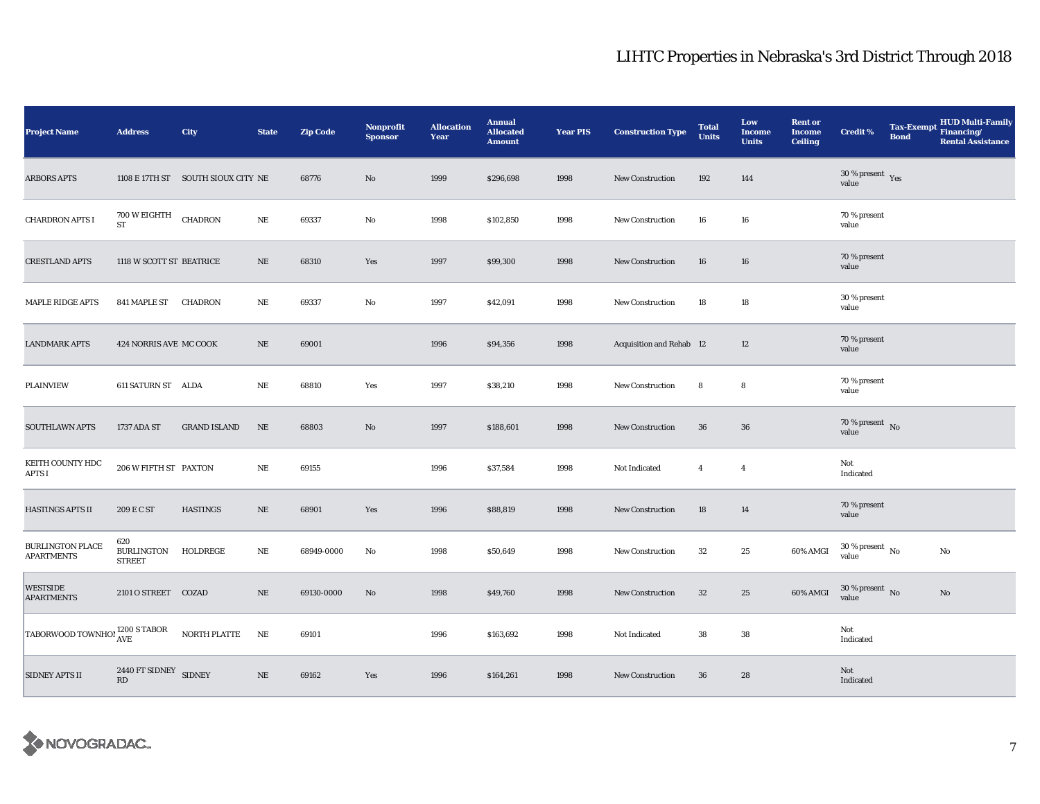# LIHTC Properties in Nebraska's 3rd District Through 2018

| Project Name | Address | City | State | Zip Code | Nonprofit Sponsor | Allocation Year | Annual Allocated Amount | Year PIS | Construction Type | Total Units | Low Income Units | Rent or Income Ceiling | Credit % | Tax-Exempt Bond | HUD Multi-Family Financing/ Rental Assistance |
|---|---|---|---|---|---|---|---|---|---|---|---|---|---|---|---|
| ARBORS APTS | 1108 E 17TH ST | SOUTH SIOUX CITY | NE | 68776 | No | 1999 | $296,698 | 1998 | New Construction | 192 | 144 | | 30 % present value | Yes | |
| CHARDRON APTS I | 700 W EIGHTH ST | CHADRON | NE | 69337 | No | 1998 | $102,850 | 1998 | New Construction | 16 | 16 | | 70 % present value | | |
| CRESTLAND APTS | 1118 W SCOTT ST | BEATRICE | NE | 68310 | Yes | 1997 | $99,300 | 1998 | New Construction | 16 | 16 | | 70 % present value | | |
| MAPLE RIDGE APTS | 841 MAPLE ST | CHADRON | NE | 69337 | No | 1997 | $42,091 | 1998 | New Construction | 18 | 18 | | 30 % present value | | |
| LANDMARK APTS | 424 NORRIS AVE | MC COOK | NE | 69001 | | 1996 | $94,356 | 1998 | Acquisition and Rehab | 12 | 12 | | 70 % present value | | |
| PLAINVIEW | 611 SATURN ST | ALDA | NE | 68810 | Yes | 1997 | $38,210 | 1998 | New Construction | 8 | 8 | | 70 % present value | | |
| SOUTHLAWN APTS | 1737 ADA ST | GRAND ISLAND | NE | 68803 | No | 1997 | $188,601 | 1998 | New Construction | 36 | 36 | | 70 % present value | No | |
| KEITH COUNTY HDC APTS I | 206 W FIFTH ST | PAXTON | NE | 69155 | | 1996 | $37,584 | 1998 | Not Indicated | 4 | 4 | | Not Indicated | | |
| HASTINGS APTS II | 209 E C ST | HASTINGS | NE | 68901 | Yes | 1996 | $88,819 | 1998 | New Construction | 18 | 14 | | 70 % present value | | |
| BURLINGTON PLACE APARTMENTS | 620 BURLINGTON STREET | HOLDREGE | NE | 68949-0000 | No | 1998 | $50,649 | 1998 | New Construction | 32 | 25 | 60% AMGI | 30 % present value | No | No |
| WESTSIDE APARTMENTS | 2101 O STREET | COZAD | NE | 69130-0000 | No | 1998 | $49,760 | 1998 | New Construction | 32 | 25 | 60% AMGI | 30 % present value | No | No |
| TABORWOOD TOWNHOI | 1200 S TABOR AVE | NORTH PLATTE | NE | 69101 | | 1996 | $163,692 | 1998 | Not Indicated | 38 | 38 | | Not Indicated | | |
| SIDNEY APTS II | 2440 FT SIDNEY RD | SIDNEY | NE | 69162 | Yes | 1996 | $164,261 | 1998 | New Construction | 36 | 28 | | Not Indicated | | |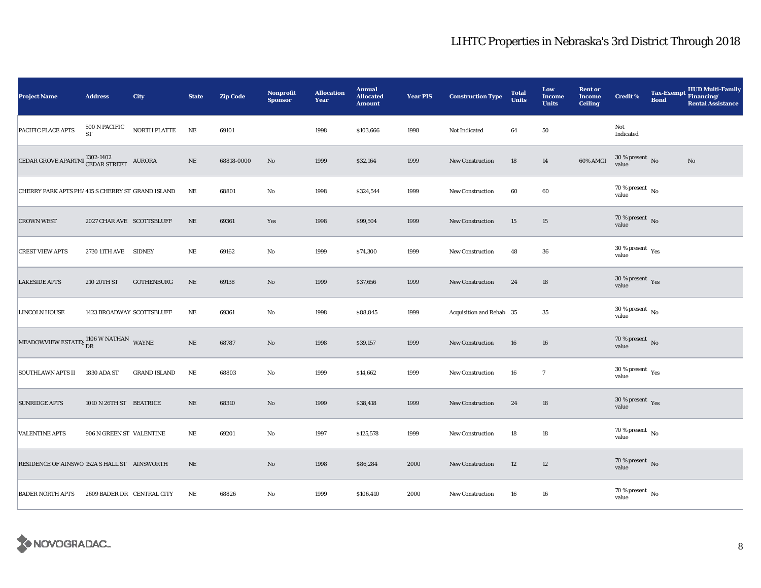# LIHTC Properties in Nebraska's 3rd District Through 2018

| Project Name | Address | City | State | Zip Code | Nonprofit Sponsor | Allocation Year | Annual Allocated Amount | Year PIS | Construction Type | Total Units | Low Income Units | Rent or Income Ceiling | Credit % | Tax-Exempt Bond | HUD Multi-Family Financing/ Rental Assistance |
|---|---|---|---|---|---|---|---|---|---|---|---|---|---|---|---|
| PACIFIC PLACE APTS | 500 N PACIFIC ST | NORTH PLATTE | NE | 69101 | | 1998 | $103,666 | 1998 | Not Indicated | 64 | 50 | | Not Indicated | | |
| CEDAR GROVE APARTMI | 1302-1402 CEDAR STREET | AURORA | NE | 68818-0000 | No | 1999 | $32,164 | 1999 | New Construction | 18 | 14 | 60% AMGI | 30 % present value | No | No |
| CHERRY PARK APTS PHA | 415 S CHERRY ST | GRAND ISLAND | NE | 68801 | No | 1998 | $324,544 | 1999 | New Construction | 60 | 60 | | 70 % present value | No | |
| CROWN WEST | 2027 CHAR AVE | SCOTTSBLUFF | NE | 69361 | Yes | 1998 | $99,504 | 1999 | New Construction | 15 | 15 | | 70 % present value | No | |
| CREST VIEW APTS | 2730 11TH AVE | SIDNEY | NE | 69162 | No | 1999 | $74,300 | 1999 | New Construction | 48 | 36 | | 30 % present value | Yes | |
| LAKESIDE APTS | 210 20TH ST | GOTHENBURG | NE | 69138 | No | 1999 | $37,656 | 1999 | New Construction | 24 | 18 | | 30 % present value | Yes | |
| LINCOLN HOUSE | 1423 BROADWAY | SCOTTSBLUFF | NE | 69361 | No | 1998 | $88,845 | 1999 | Acquisition and Rehab | 35 | 35 | | 30 % present value | No | |
| MEADOWVIEW ESTATES | 1106 W NATHAN DR | WAYNE | NE | 68787 | No | 1998 | $39,157 | 1999 | New Construction | 16 | 16 | | 70 % present value | No | |
| SOUTHLAWN APTS II | 1830 ADA ST | GRAND ISLAND | NE | 68803 | No | 1999 | $14,662 | 1999 | New Construction | 16 | 7 | | 30 % present value | Yes | |
| SUNRIDGE APTS | 1010 N 26TH ST | BEATRICE | NE | 68310 | No | 1999 | $38,418 | 1999 | New Construction | 24 | 18 | | 30 % present value | Yes | |
| VALENTINE APTS | 906 N GREEN ST | VALENTINE | NE | 69201 | No | 1997 | $125,578 | 1999 | New Construction | 18 | 18 | | 70 % present value | No | |
| RESIDENCE OF AINSWO | 152A S HALL ST | AINSWORTH | NE | | No | 1998 | $86,284 | 2000 | New Construction | 12 | 12 | | 70 % present value | No | |
| BADER NORTH APTS | 2609 BADER DR | CENTRAL CITY | NE | 68826 | No | 1999 | $106,410 | 2000 | New Construction | 16 | 16 | | 70 % present value | No | |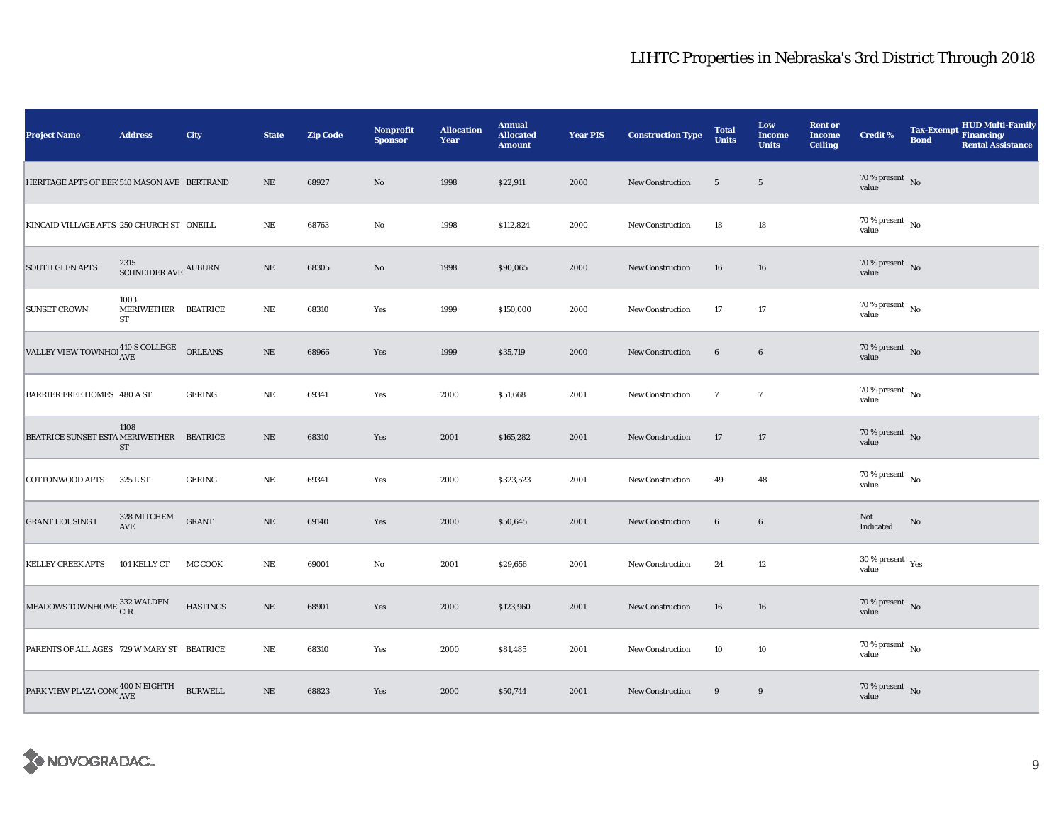## LIHTC Properties in Nebraska's 3rd District Through 2018

| Project Name | Address | City | State | Zip Code | Nonprofit Sponsor | Allocation Year | Annual Allocated Amount | Year PIS | Construction Type | Total Units | Low Income Units | Rent or Income Ceiling | Credit % | Tax-Exempt Bond | HUD Multi-Family Financing/ Rental Assistance |
|---|---|---|---|---|---|---|---|---|---|---|---|---|---|---|---|
| HERITAGE APTS OF BERT | 510 MASON AVE | BERTRAND | NE | 68927 | No | 1998 | $22,911 | 2000 | New Construction | 5 | 5 | | 70 % present value | No | |
| KINCAID VILLAGE APTS | 250 CHURCH ST | ONEILL | NE | 68763 | No | 1998 | $112,824 | 2000 | New Construction | 18 | 18 | | 70 % present value | No | |
| SOUTH GLEN APTS | 2315 SCHNEIDER AVE | AUBURN | NE | 68305 | No | 1998 | $90,065 | 2000 | New Construction | 16 | 16 | | 70 % present value | No | |
| SUNSET CROWN | 1003 MERIWETHER ST | BEATRICE | NE | 68310 | Yes | 1999 | $150,000 | 2000 | New Construction | 17 | 17 | | 70 % present value | No | |
| VALLEY VIEW TOWNHOI | 410 S COLLEGE AVE | ORLEANS | NE | 68966 | Yes | 1999 | $35,719 | 2000 | New Construction | 6 | 6 | | 70 % present value | No | |
| BARRIER FREE HOMES | 480 A ST | GERING | NE | 69341 | Yes | 2000 | $51,668 | 2001 | New Construction | 7 | 7 | | 70 % present value | No | |
| BEATRICE SUNSET ESTA | 1108 MERIWETHER ST | BEATRICE | NE | 68310 | Yes | 2001 | $165,282 | 2001 | New Construction | 17 | 17 | | 70 % present value | No | |
| COTTONWOOD APTS | 325 L ST | GERING | NE | 69341 | Yes | 2000 | $323,523 | 2001 | New Construction | 49 | 48 | | 70 % present value | No | |
| GRANT HOUSING I | 328 MITCHEM AVE | GRANT | NE | 69140 | Yes | 2000 | $50,645 | 2001 | New Construction | 6 | 6 | | Not Indicated | No | |
| KELLEY CREEK APTS | 101 KELLY CT | MC COOK | NE | 69001 | No | 2001 | $29,656 | 2001 | New Construction | 24 | 12 | | 30 % present value | Yes | |
| MEADOWS TOWNHOME | 332 WALDEN CIR | HASTINGS | NE | 68901 | Yes | 2000 | $123,960 | 2001 | New Construction | 16 | 16 | | 70 % present value | No | |
| PARENTS OF ALL AGES | 729 W MARY ST | BEATRICE | NE | 68310 | Yes | 2000 | $81,485 | 2001 | New Construction | 10 | 10 | | 70 % present value | No | |
| PARK VIEW PLAZA CONC | 400 N EIGHTH AVE | BURWELL | NE | 68823 | Yes | 2000 | $50,744 | 2001 | New Construction | 9 | 9 | | 70 % present value | No | |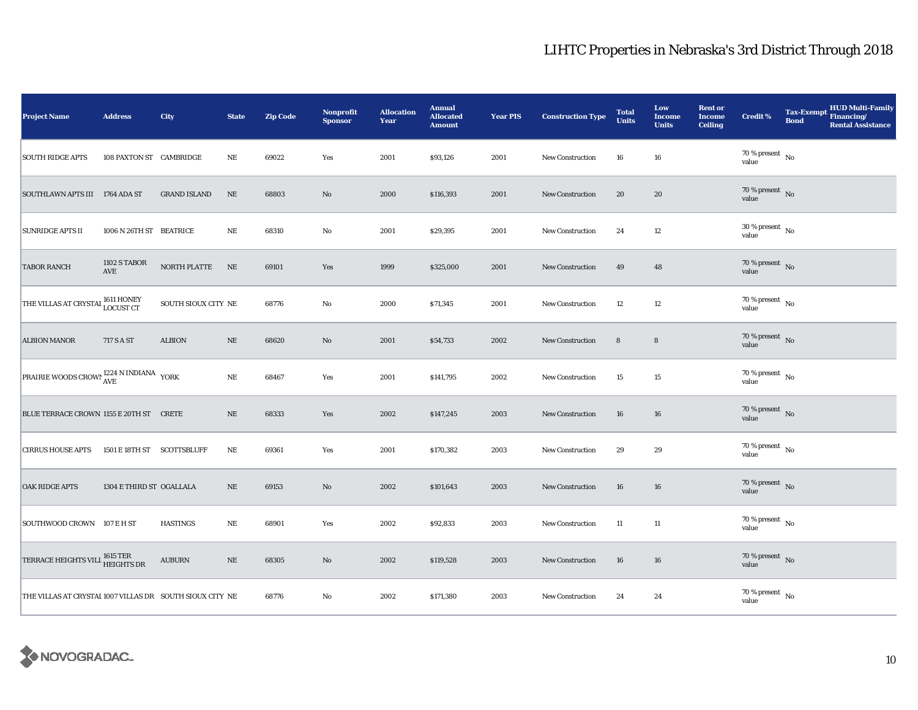# LIHTC Properties in Nebraska's 3rd District Through 2018

| Project Name | Address | City | State | Zip Code | Nonprofit Sponsor | Allocation Year | Annual Allocated Amount | Year PIS | Construction Type | Total Units | Low Income Units | Rent or Income Ceiling | Credit % | Tax-Exempt Bond | HUD Multi-Family Financing/ Rental Assistance |
|---|---|---|---|---|---|---|---|---|---|---|---|---|---|---|---|
| SOUTH RIDGE APTS | 108 PAXTON ST | CAMBRIDGE | NE | 69022 | Yes | 2001 | $93,126 | 2001 | New Construction | 16 | 16 | | 70 % present value | No | |
| SOUTHLAWN APTS III | 1764 ADA ST | GRAND ISLAND | NE | 68803 | No | 2000 | $116,393 | 2001 | New Construction | 20 | 20 | | 70 % present value | No | |
| SUNRIDGE APTS II | 1006 N 26TH ST | BEATRICE | NE | 68310 | No | 2001 | $29,395 | 2001 | New Construction | 24 | 12 | | 30 % present value | No | |
| TABOR RANCH | 1102 S TABOR AVE | NORTH PLATTE | NE | 69101 | Yes | 1999 | $325,000 | 2001 | New Construction | 49 | 48 | | 70 % present value | No | |
| THE VILLAS AT CRYSTAI | 1611 HONEY LOCUST CT | SOUTH SIOUX CITY | NE | 68776 | No | 2000 | $71,345 | 2001 | New Construction | 12 | 12 | | 70 % present value | No | |
| ALBION MANOR | 717 S A ST | ALBION | NE | 68620 | No | 2001 | $54,733 | 2002 | New Construction | 8 | 8 | | 70 % present value | No | |
| PRAIRIE WOODS CROWN | 1224 N INDIANA AVE | YORK | NE | 68467 | Yes | 2001 | $141,795 | 2002 | New Construction | 15 | 15 | | 70 % present value | No | |
| BLUE TERRACE CROWN | 1155 E 20TH ST | CRETE | NE | 68333 | Yes | 2002 | $147,245 | 2003 | New Construction | 16 | 16 | | 70 % present value | No | |
| CIRRUS HOUSE APTS | 1501 E 18TH ST | SCOTTSBLUFF | NE | 69361 | Yes | 2001 | $170,382 | 2003 | New Construction | 29 | 29 | | 70 % present value | No | |
| OAK RIDGE APTS | 1304 E THIRD ST | OGALLALA | NE | 69153 | No | 2002 | $101,643 | 2003 | New Construction | 16 | 16 | | 70 % present value | No | |
| SOUTHWOOD CROWN | 107 E H ST | HASTINGS | NE | 68901 | Yes | 2002 | $92,833 | 2003 | New Construction | 11 | 11 | | 70 % present value | No | |
| TERRACE HEIGHTS VILL | 1615 TER HEIGHTS DR | AUBURN | NE | 68305 | No | 2002 | $119,528 | 2003 | New Construction | 16 | 16 | | 70 % present value | No | |
| THE VILLAS AT CRYSTAI | 1007 VILLAS DR | SOUTH SIOUX CITY | NE | 68776 | No | 2002 | $171,380 | 2003 | New Construction | 24 | 24 | | 70 % present value | No | |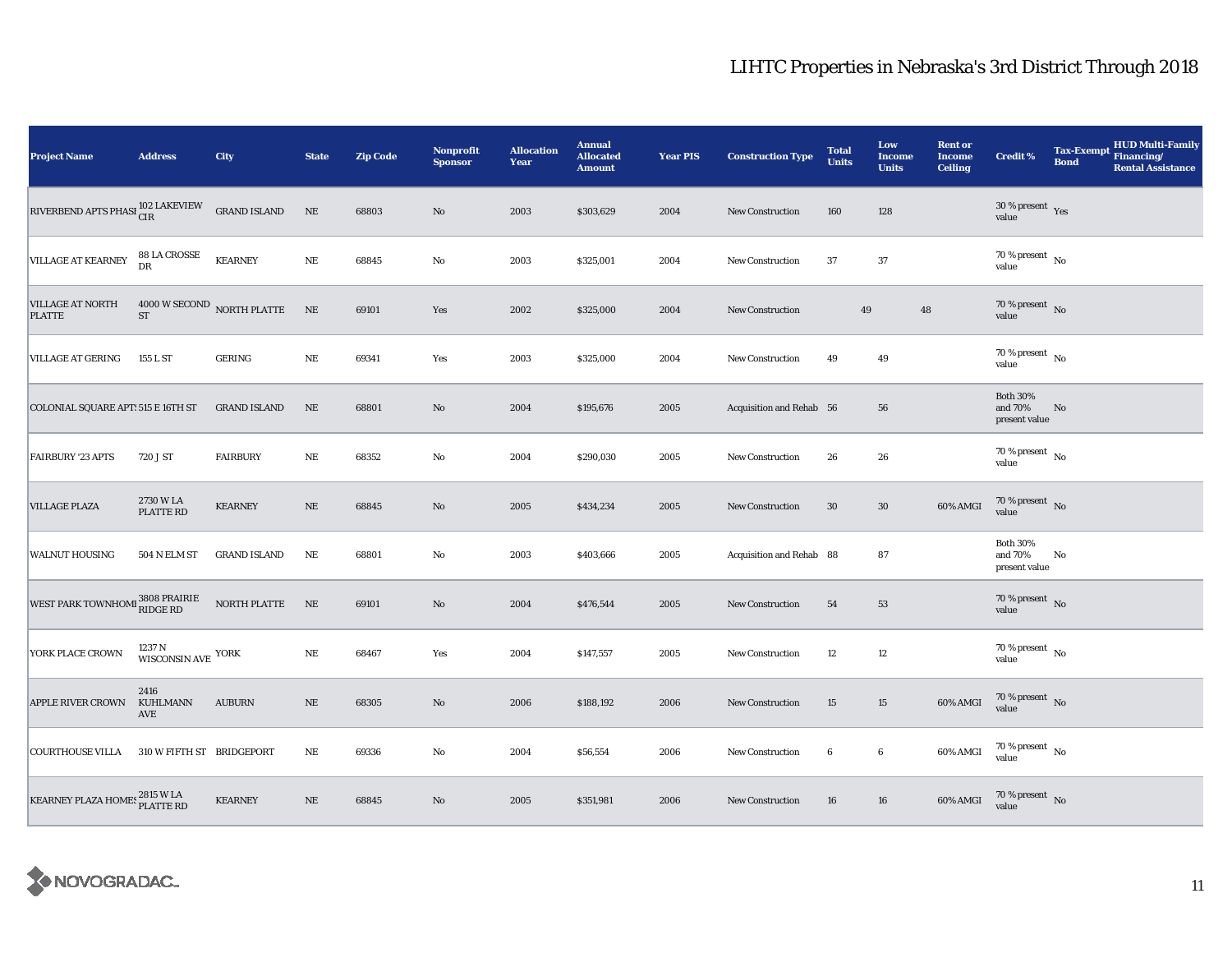# LIHTC Properties in Nebraska's 3rd District Through 2018

| Project Name | Address | City | State | Zip Code | Nonprofit Sponsor | Allocation Year | Annual Allocated Amount | Year PIS | Construction Type | Total Units | Low Income Units | Rent or Income Ceiling | Credit % | Tax-Exempt Bond | HUD Multi-Family Financing/ Rental Assistance |
|---|---|---|---|---|---|---|---|---|---|---|---|---|---|---|---|
| RIVERBEND APTS PHASE | 102 LAKEVIEW CIR | GRAND ISLAND | NE | 68803 | No | 2003 | $303,629 | 2004 | New Construction | 160 | 128 | | 30 % present value | Yes | |
| VILLAGE AT KEARNEY | 88 LA CROSSE DR | KEARNEY | NE | 68845 | No | 2003 | $325,001 | 2004 | New Construction | 37 | 37 | | 70 % present value | No | |
| VILLAGE AT NORTH PLATTE | 4000 W SECOND ST | NORTH PLATTE | NE | 69101 | Yes | 2002 | $325,000 | 2004 | New Construction | 49 | 48 | | 70 % present value | No | |
| VILLAGE AT GERING | 155 L ST | GERING | NE | 69341 | Yes | 2003 | $325,000 | 2004 | New Construction | 49 | 49 | | 70 % present value | No | |
| COLONIAL SQUARE APTS | 515 E 16TH ST | GRAND ISLAND | NE | 68801 | No | 2004 | $195,676 | 2005 | Acquisition and Rehab | 56 | 56 | | Both 30% and 70% present value | No | |
| FAIRBURY '23 APTS | 720 J ST | FAIRBURY | NE | 68352 | No | 2004 | $290,030 | 2005 | New Construction | 26 | 26 | | 70 % present value | No | |
| VILLAGE PLAZA | 2730 W LA PLATTE RD | KEARNEY | NE | 68845 | No | 2005 | $434,234 | 2005 | New Construction | 30 | 30 | 60% AMGI | 70 % present value | No | |
| WALNUT HOUSING | 504 N ELM ST | GRAND ISLAND | NE | 68801 | No | 2003 | $403,666 | 2005 | Acquisition and Rehab | 88 | 87 | | Both 30% and 70% present value | No | |
| WEST PARK TOWNHOMES | 3808 PRAIRIE RIDGE RD | NORTH PLATTE | NE | 69101 | No | 2004 | $476,544 | 2005 | New Construction | 54 | 53 | | 70 % present value | No | |
| YORK PLACE CROWN | 1237 N WISCONSIN AVE | YORK | NE | 68467 | Yes | 2004 | $147,557 | 2005 | New Construction | 12 | 12 | | 70 % present value | No | |
| APPLE RIVER CROWN | 2416 KUHLMANN AVE | AUBURN | NE | 68305 | No | 2006 | $188,192 | 2006 | New Construction | 15 | 15 | 60% AMGI | 70 % present value | No | |
| COURTHOUSE VILLA | 310 W FIFTH ST | BRIDGEPORT | NE | 69336 | No | 2004 | $56,554 | 2006 | New Construction | 6 | 6 | 60% AMGI | 70 % present value | No | |
| KEARNEY PLAZA HOMES | 2815 W LA PLATTE RD | KEARNEY | NE | 68845 | No | 2005 | $351,981 | 2006 | New Construction | 16 | 16 | 60% AMGI | 70 % present value | No | |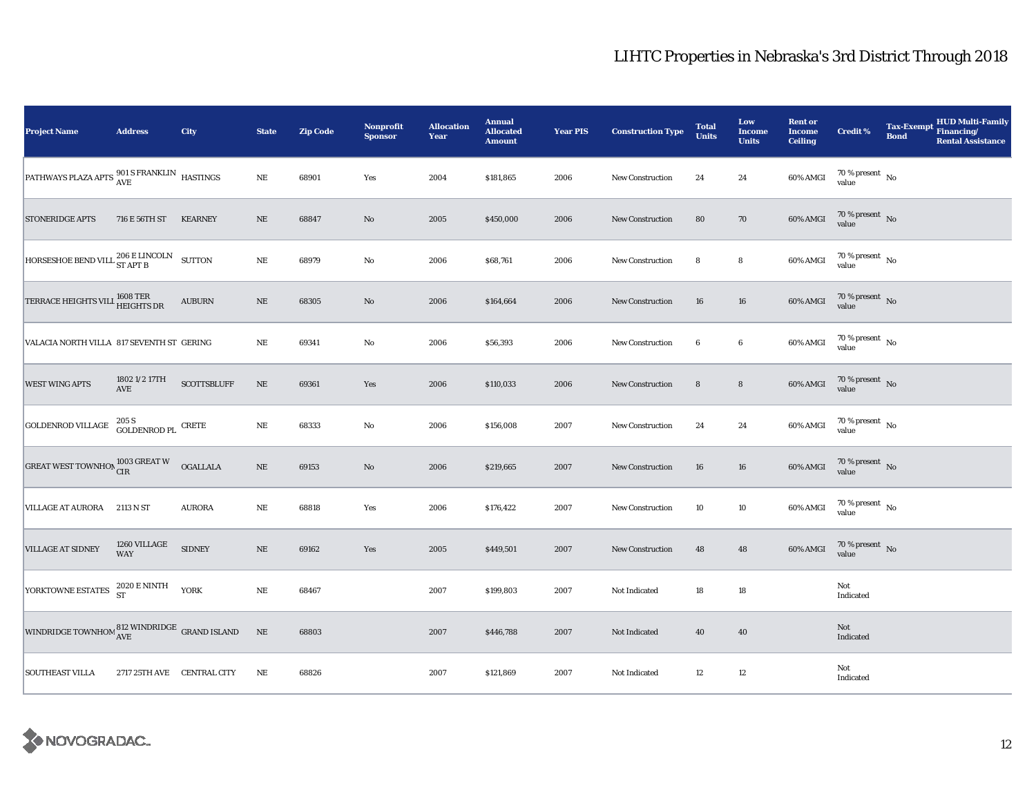# LIHTC Properties in Nebraska's 3rd District Through 2018

| Project Name | Address | City | State | Zip Code | Nonprofit Sponsor | Allocation Year | Annual Allocated Amount | Year PIS | Construction Type | Total Units | Low Income Units | Rent or Income Ceiling | Credit % | Tax-Exempt Bond | HUD Multi-Family Financing/ Rental Assistance |
|---|---|---|---|---|---|---|---|---|---|---|---|---|---|---|---|
| PATHWAYS PLAZA APTS | 901 S FRANKLIN AVE | HASTINGS | NE | 68901 | Yes | 2004 | $181,865 | 2006 | New Construction | 24 | 24 | 60% AMGI | 70 % present value | No | |
| STONERIDGE APTS | 716 E 56TH ST | KEARNEY | NE | 68847 | No | 2005 | $450,000 | 2006 | New Construction | 80 | 70 | 60% AMGI | 70 % present value | No | |
| HORSESHOE BEND VILL | 206 E LINCOLN ST APT B | SUTTON | NE | 68979 | No | 2006 | $68,761 | 2006 | New Construction | 8 | 8 | 60% AMGI | 70 % present value | No | |
| TERRACE HEIGHTS VILL | 1608 TER HEIGHTS DR | AUBURN | NE | 68305 | No | 2006 | $164,664 | 2006 | New Construction | 16 | 16 | 60% AMGI | 70 % present value | No | |
| VALACIA NORTH VILLA | 817 SEVENTH ST | GERING | NE | 69341 | No | 2006 | $56,393 | 2006 | New Construction | 6 | 6 | 60% AMGI | 70 % present value | No | |
| WEST WING APTS | 1802 1/2 17TH AVE | SCOTTSBLUFF | NE | 69361 | Yes | 2006 | $110,033 | 2006 | New Construction | 8 | 8 | 60% AMGI | 70 % present value | No | |
| GOLDENROD VILLAGE | 205 S GOLDENROD PL | CRETE | NE | 68333 | No | 2006 | $156,008 | 2007 | New Construction | 24 | 24 | 60% AMGI | 70 % present value | No | |
| GREAT WEST TOWNHOM | 1003 GREAT W CIR | OGALLALA | NE | 69153 | No | 2006 | $219,665 | 2007 | New Construction | 16 | 16 | 60% AMGI | 70 % present value | No | |
| VILLAGE AT AURORA | 2113 N ST | AURORA | NE | 68818 | Yes | 2006 | $176,422 | 2007 | New Construction | 10 | 10 | 60% AMGI | 70 % present value | No | |
| VILLAGE AT SIDNEY | 1260 VILLAGE WAY | SIDNEY | NE | 69162 | Yes | 2005 | $449,501 | 2007 | New Construction | 48 | 48 | 60% AMGI | 70 % present value | No | |
| YORKTOWNE ESTATES | 2020 E NINTH ST | YORK | NE | 68467 | | 2007 | $199,803 | 2007 | Not Indicated | 18 | 18 | | Not Indicated | | |
| WINDRIDGE TOWNHOM | 812 WINDRIDGE AVE | GRAND ISLAND | NE | 68803 | | 2007 | $446,788 | 2007 | Not Indicated | 40 | 40 | | Not Indicated | | |
| SOUTHEAST VILLA | 2717 25TH AVE | CENTRAL CITY | NE | 68826 | | 2007 | $121,869 | 2007 | Not Indicated | 12 | 12 | | Not Indicated | | |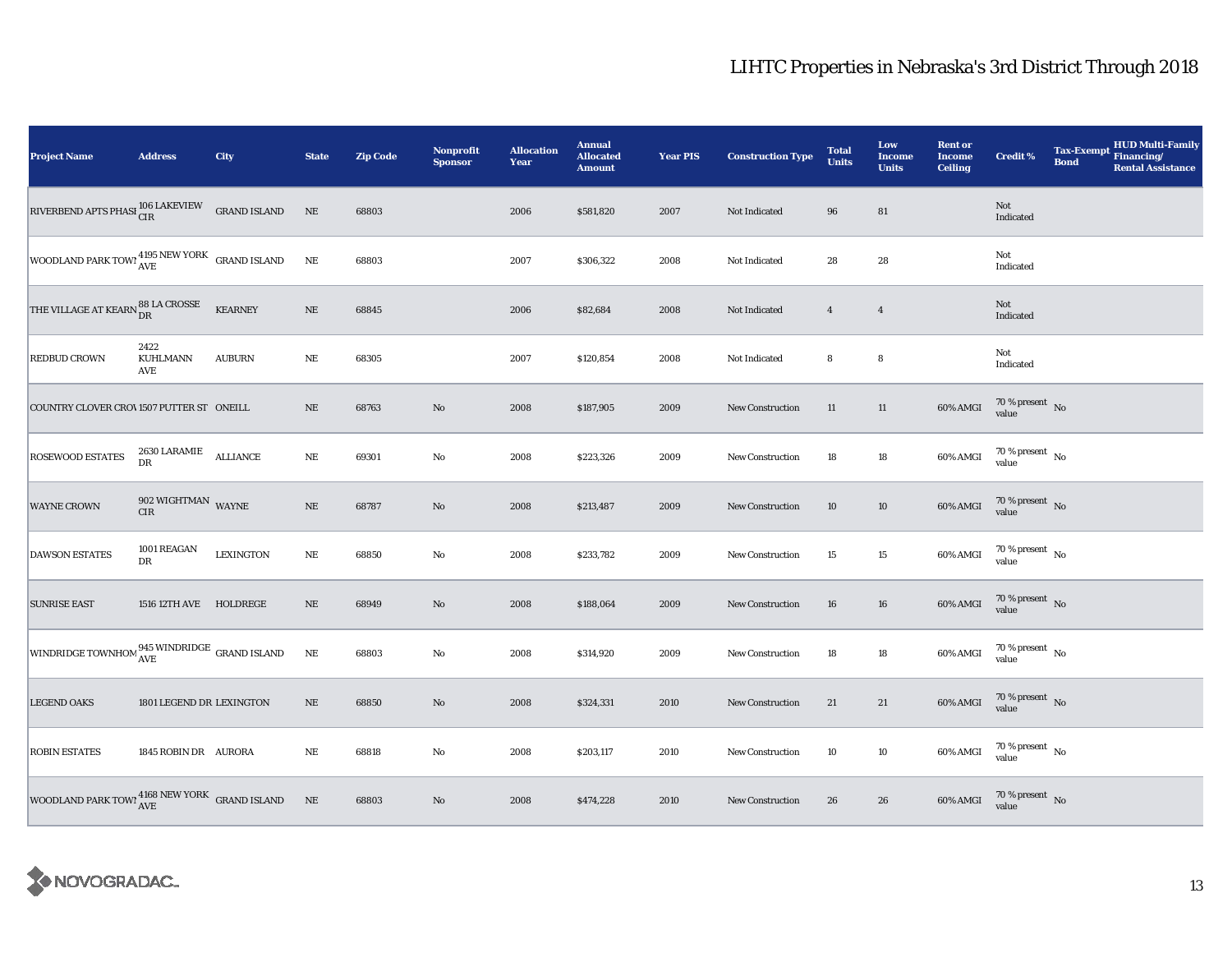## LIHTC Properties in Nebraska's 3rd District Through 2018

| Project Name | Address | City | State | Zip Code | Nonprofit Sponsor | Allocation Year | Annual Allocated Amount | Year PIS | Construction Type | Total Units | Low Income Units | Rent or Income Ceiling | Credit % | Tax-Exempt Bond | HUD Multi-Family Financing/ Rental Assistance |
|---|---|---|---|---|---|---|---|---|---|---|---|---|---|---|---|
| RIVERBEND APTS PHASE | 106 LAKEVIEW CIR | GRAND ISLAND | NE | 68803 | | 2006 | $581,820 | 2007 | Not Indicated | 96 | 81 | | Not Indicated | | |
| WOODLAND PARK TOWN | 4195 NEW YORK AVE | GRAND ISLAND | NE | 68803 | | 2007 | $306,322 | 2008 | Not Indicated | 28 | 28 | | Not Indicated | | |
| THE VILLAGE AT KEARN | 88 LA CROSSE DR | KEARNEY | NE | 68845 | | 2006 | $82,684 | 2008 | Not Indicated | 4 | 4 | | Not Indicated | | |
| REDBUD CROWN | 2422 KUHLMANN AVE | AUBURN | NE | 68305 | | 2007 | $120,854 | 2008 | Not Indicated | 8 | 8 | | Not Indicated | | |
| COUNTRY CLOVER CROW | 1507 PUTTER ST | ONEILL | NE | 68763 | No | 2008 | $187,905 | 2009 | New Construction | 11 | 11 | 60% AMGI | 70 % present value | No | |
| ROSEWOOD ESTATES | 2630 LARAMIE DR | ALLIANCE | NE | 69301 | No | 2008 | $223,326 | 2009 | New Construction | 18 | 18 | 60% AMGI | 70 % present value | No | |
| WAYNE CROWN | 902 WIGHTMAN CIR | WAYNE | NE | 68787 | No | 2008 | $213,487 | 2009 | New Construction | 10 | 10 | 60% AMGI | 70 % present value | No | |
| DAWSON ESTATES | 1001 REAGAN DR | LEXINGTON | NE | 68850 | No | 2008 | $233,782 | 2009 | New Construction | 15 | 15 | 60% AMGI | 70 % present value | No | |
| SUNRISE EAST | 1516 12TH AVE | HOLDREGE | NE | 68949 | No | 2008 | $188,064 | 2009 | New Construction | 16 | 16 | 60% AMGI | 70 % present value | No | |
| WINDRIDGE TOWNHOM | 945 WINDRIDGE AVE | GRAND ISLAND | NE | 68803 | No | 2008 | $314,920 | 2009 | New Construction | 18 | 18 | 60% AMGI | 70 % present value | No | |
| LEGEND OAKS | 1801 LEGEND DR | LEXINGTON | NE | 68850 | No | 2008 | $324,331 | 2010 | New Construction | 21 | 21 | 60% AMGI | 70 % present value | No | |
| ROBIN ESTATES | 1845 ROBIN DR | AURORA | NE | 68818 | No | 2008 | $203,117 | 2010 | New Construction | 10 | 10 | 60% AMGI | 70 % present value | No | |
| WOODLAND PARK TOWN | 4168 NEW YORK AVE | GRAND ISLAND | NE | 68803 | No | 2008 | $474,228 | 2010 | New Construction | 26 | 26 | 60% AMGI | 70 % present value | No | |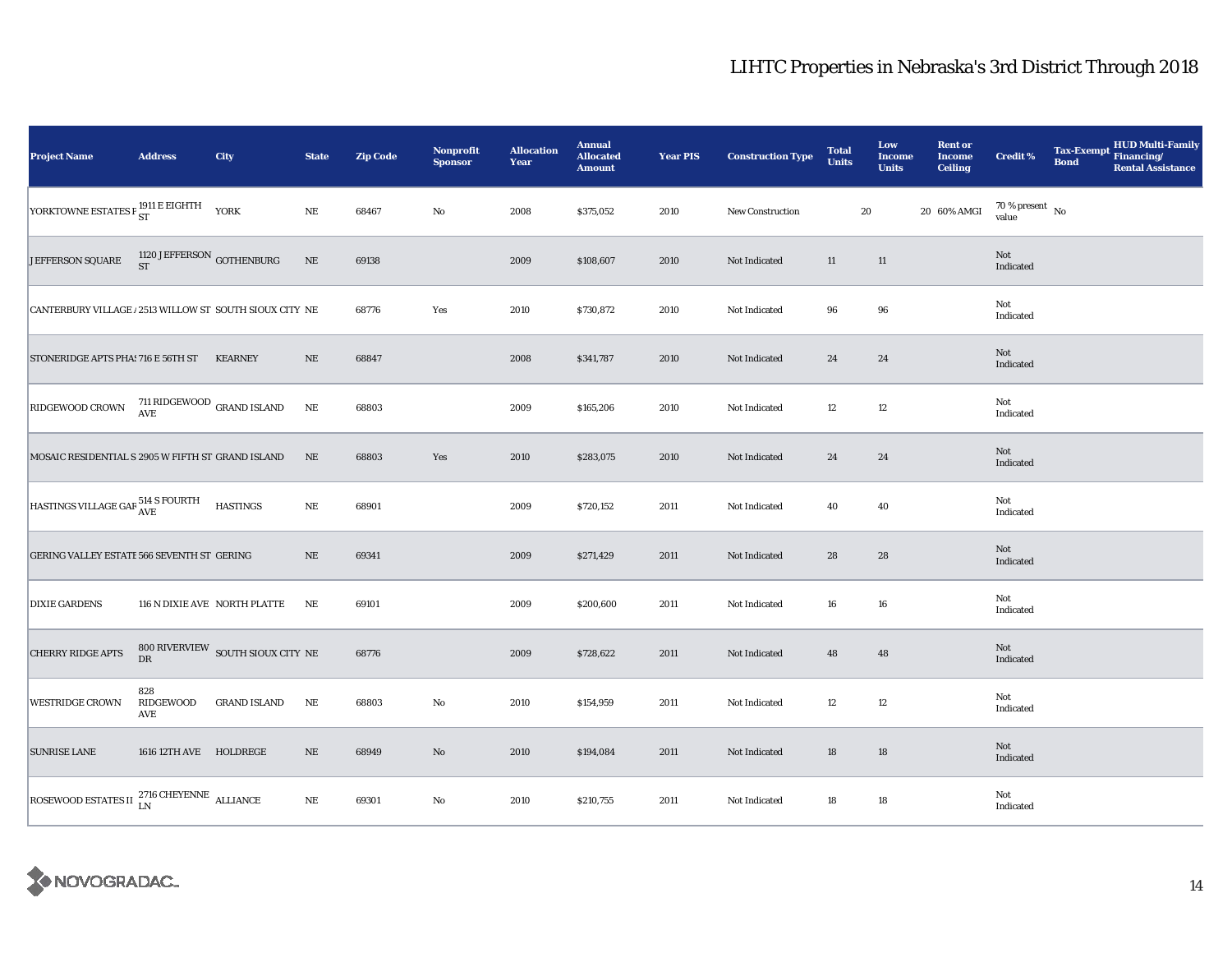# LIHTC Properties in Nebraska's 3rd District Through 2018

| Project Name | Address | City | State | Zip Code | Nonprofit Sponsor | Allocation Year | Annual Allocated Amount | Year PIS | Construction Type | Total Units | Low Income Units | Rent or Income Ceiling | Credit % | Tax-Exempt Bond | HUD Multi-Family Financing/ Rental Assistance |
|---|---|---|---|---|---|---|---|---|---|---|---|---|---|---|---|
| YORKTOWNE ESTATES F | 1911 E EIGHTH ST | YORK | NE | 68467 | No | 2008 | $375,052 | 2010 | New Construction | 20 | 20 | 60% AMGI | 70 % present value | No | |
| JEFFERSON SQUARE | 1120 JEFFERSON ST | GOTHENBURG | NE | 69138 | | 2009 | $108,607 | 2010 | Not Indicated | 11 | 11 | | Not Indicated | | |
| CANTERBURY VILLAGE / | 2513 WILLOW ST | SOUTH SIOUX CITY | NE | 68776 | Yes | 2010 | $730,872 | 2010 | Not Indicated | 96 | 96 | | Not Indicated | | |
| STONERIDGE APTS PHAS | 716 E 56TH ST | KEARNEY | NE | 68847 | | 2008 | $341,787 | 2010 | Not Indicated | 24 | 24 | | Not Indicated | | |
| RIDGEWOOD CROWN | 711 RIDGEWOOD AVE | GRAND ISLAND | NE | 68803 | | 2009 | $165,206 | 2010 | Not Indicated | 12 | 12 | | Not Indicated | | |
| MOSAIC RESIDENTIAL S | 2905 W FIFTH ST | GRAND ISLAND | NE | 68803 | Yes | 2010 | $283,075 | 2010 | Not Indicated | 24 | 24 | | Not Indicated | | |
| HASTINGS VILLAGE GAF | 514 S FOURTH AVE | HASTINGS | NE | 68901 | | 2009 | $720,152 | 2011 | Not Indicated | 40 | 40 | | Not Indicated | | |
| GERING VALLEY ESTATE | 566 SEVENTH ST | GERING | NE | 69341 | | 2009 | $271,429 | 2011 | Not Indicated | 28 | 28 | | Not Indicated | | |
| DIXIE GARDENS | 116 N DIXIE AVE | NORTH PLATTE | NE | 69101 | | 2009 | $200,600 | 2011 | Not Indicated | 16 | 16 | | Not Indicated | | |
| CHERRY RIDGE APTS | 800 RIVERVIEW DR | SOUTH SIOUX CITY | NE | 68776 | | 2009 | $728,622 | 2011 | Not Indicated | 48 | 48 | | Not Indicated | | |
| WESTRIDGE CROWN | 828 RIDGEWOOD AVE | GRAND ISLAND | NE | 68803 | No | 2010 | $154,959 | 2011 | Not Indicated | 12 | 12 | | Not Indicated | | |
| SUNRISE LANE | 1616 12TH AVE | HOLDREGE | NE | 68949 | No | 2010 | $194,084 | 2011 | Not Indicated | 18 | 18 | | Not Indicated | | |
| ROSEWOOD ESTATES II | 2716 CHEYENNE LN | ALLIANCE | NE | 69301 | No | 2010 | $210,755 | 2011 | Not Indicated | 18 | 18 | | Not Indicated | | |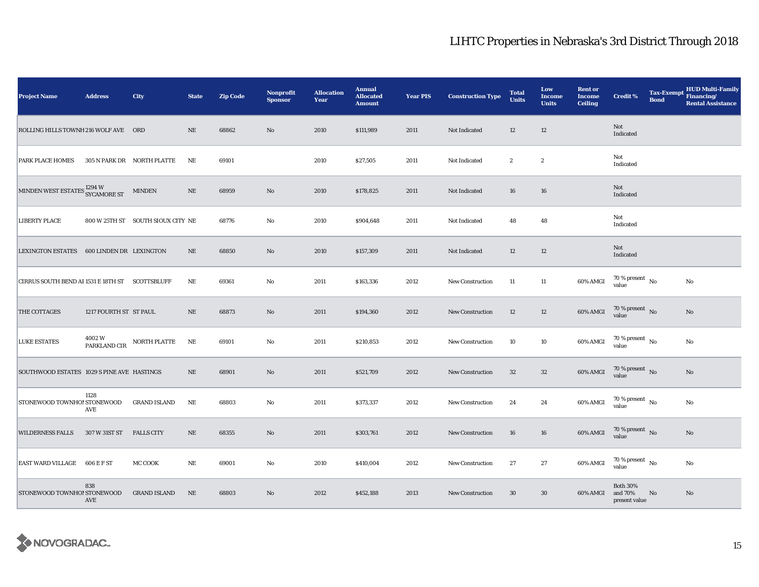# LIHTC Properties in Nebraska's 3rd District Through 2018

| Project Name | Address | City | State | Zip Code | Nonprofit Sponsor | Allocation Year | Annual Allocated Amount | Year PIS | Construction Type | Total Units | Low Income Units | Rent or Income Ceiling | Credit % | Tax-Exempt Bond | HUD Multi-Family Financing/ Rental Assistance |
|---|---|---|---|---|---|---|---|---|---|---|---|---|---|---|---|
| ROLLING HILLS TOWNH | 216 WOLF AVE | ORD | NE | 68862 | No | 2010 | $111,989 | 2011 | Not Indicated | 12 | 12 | | Not Indicated | | |
| PARK PLACE HOMES | 305 N PARK DR | NORTH PLATTE | NE | 69101 | | 2010 | $27,505 | 2011 | Not Indicated | 2 | 2 | | Not Indicated | | |
| MINDEN WEST ESTATES | 1294 W SYCAMORE ST | MINDEN | NE | 68959 | No | 2010 | $178,825 | 2011 | Not Indicated | 16 | 16 | | Not Indicated | | |
| LIBERTY PLACE | 800 W 25TH ST | SOUTH SIOUX CITY | NE | 68776 | No | 2010 | $904,648 | 2011 | Not Indicated | 48 | 48 | | Not Indicated | | |
| LEXINGTON ESTATES | 600 LINDEN DR | LEXINGTON | NE | 68850 | No | 2010 | $157,309 | 2011 | Not Indicated | 12 | 12 | | Not Indicated | | |
| CIRRUS SOUTH BEND AI | 1531 E 18TH ST | SCOTTSBLUFF | NE | 69361 | No | 2011 | $163,336 | 2012 | New Construction | 11 | 11 | 60% AMGI | 70 % present value | No | No |
| THE COTTAGES | 1217 FOURTH ST | ST PAUL | NE | 68873 | No | 2011 | $194,360 | 2012 | New Construction | 12 | 12 | 60% AMGI | 70 % present value | No | No |
| LUKE ESTATES | 4002 W PARKLAND CIR | NORTH PLATTE | NE | 69101 | No | 2011 | $210,853 | 2012 | New Construction | 10 | 10 | 60% AMGI | 70 % present value | No | No |
| SOUTHWOOD ESTATES | 1029 S PINE AVE | HASTINGS | NE | 68901 | No | 2011 | $521,709 | 2012 | New Construction | 32 | 32 | 60% AMGI | 70 % present value | No | No |
| STONEWOOD TOWNHOI | 1128 STONEWOOD AVE | GRAND ISLAND | NE | 68803 | No | 2011 | $373,337 | 2012 | New Construction | 24 | 24 | 60% AMGI | 70 % present value | No | No |
| WILDERNESS FALLS | 307 W 31ST ST | FALLS CITY | NE | 68355 | No | 2011 | $303,761 | 2012 | New Construction | 16 | 16 | 60% AMGI | 70 % present value | No | No |
| EAST WARD VILLAGE | 606 E F ST | MC COOK | NE | 69001 | No | 2010 | $410,004 | 2012 | New Construction | 27 | 27 | 60% AMGI | 70 % present value | No | No |
| STONEWOOD TOWNHOI | 838 STONEWOOD AVE | GRAND ISLAND | NE | 68803 | No | 2012 | $452,188 | 2013 | New Construction | 30 | 30 | 60% AMGI | Both 30% and 70% present value | No | No |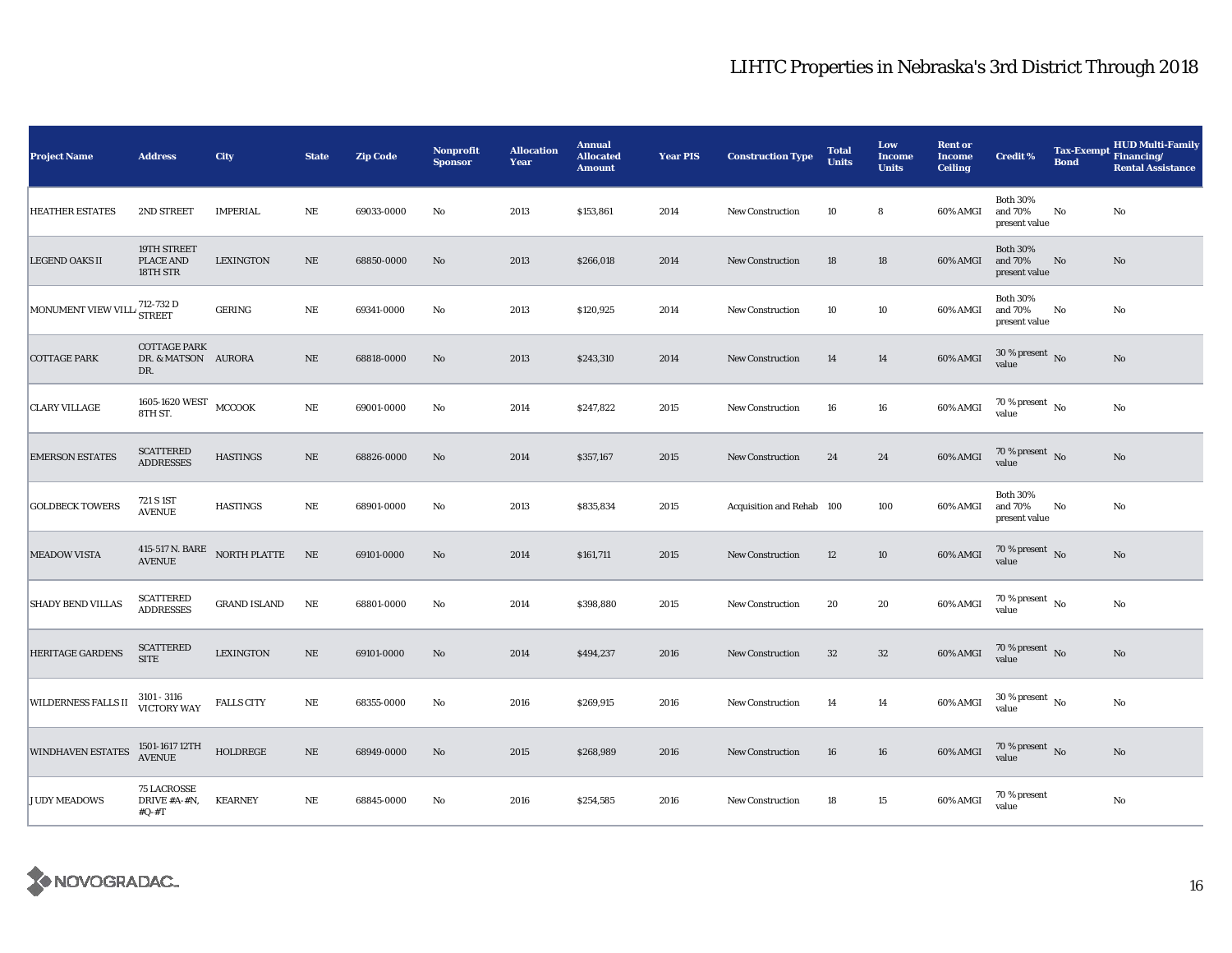# LIHTC Properties in Nebraska's 3rd District Through 2018

| Project Name | Address | City | State | Zip Code | Nonprofit Sponsor | Allocation Year | Annual Allocated Amount | Year PIS | Construction Type | Total Units | Low Income Units | Rent or Income Ceiling | Credit % | Tax-Exempt Bond | HUD Multi-Family Financing/ Rental Assistance |
|---|---|---|---|---|---|---|---|---|---|---|---|---|---|---|---|
| HEATHER ESTATES | 2ND STREET | IMPERIAL | NE | 69033-0000 | No | 2013 | $153,861 | 2014 | New Construction | 10 | 8 | 60% AMGI | Both 30% and 70% present value | No | No |
| LEGEND OAKS II | 19TH STREET PLACE AND 18TH STR | LEXINGTON | NE | 68850-0000 | No | 2013 | $266,018 | 2014 | New Construction | 18 | 18 | 60% AMGI | Both 30% and 70% present value | No | No |
| MONUMENT VIEW VILL | 712-732 D STREET | GERING | NE | 69341-0000 | No | 2013 | $120,925 | 2014 | New Construction | 10 | 10 | 60% AMGI | Both 30% and 70% present value | No | No |
| COTTAGE PARK | COTTAGE PARK DR. & MATSON DR. | AURORA | NE | 68818-0000 | No | 2013 | $243,310 | 2014 | New Construction | 14 | 14 | 60% AMGI | 30 % present value | No | No |
| CLARY VILLAGE | 1605-1620 WEST 8TH ST. | MCCOOK | NE | 69001-0000 | No | 2014 | $247,822 | 2015 | New Construction | 16 | 16 | 60% AMGI | 70 % present value | No | No |
| EMERSON ESTATES | SCATTERED ADDRESSES | HASTINGS | NE | 68826-0000 | No | 2014 | $357,167 | 2015 | New Construction | 24 | 24 | 60% AMGI | 70 % present value | No | No |
| GOLDBECK TOWERS | 721 S 1ST AVENUE | HASTINGS | NE | 68901-0000 | No | 2013 | $835,834 | 2015 | Acquisition and Rehab | 100 | 100 | 60% AMGI | Both 30% and 70% present value | No | No |
| MEADOW VISTA | 415-517 N. BARE AVENUE | NORTH PLATTE | NE | 69101-0000 | No | 2014 | $161,711 | 2015 | New Construction | 12 | 10 | 60% AMGI | 70 % present value | No | No |
| SHADY BEND VILLAS | SCATTERED ADDRESSES | GRAND ISLAND | NE | 68801-0000 | No | 2014 | $398,880 | 2015 | New Construction | 20 | 20 | 60% AMGI | 70 % present value | No | No |
| HERITAGE GARDENS | SCATTERED SITE | LEXINGTON | NE | 69101-0000 | No | 2014 | $494,237 | 2016 | New Construction | 32 | 32 | 60% AMGI | 70 % present value | No | No |
| WILDERNESS FALLS II | 3101 - 3116 VICTORY WAY | FALLS CITY | NE | 68355-0000 | No | 2016 | $269,915 | 2016 | New Construction | 14 | 14 | 60% AMGI | 30 % present value | No | No |
| WINDHAVEN ESTATES | 1501-1617 12TH AVENUE | HOLDREGE | NE | 68949-0000 | No | 2015 | $268,989 | 2016 | New Construction | 16 | 16 | 60% AMGI | 70 % present value | No | No |
| JUDY MEADOWS | 75 LACROSSE DRIVE #A-#N, #Q-#T | KEARNEY | NE | 68845-0000 | No | 2016 | $254,585 | 2016 | New Construction | 18 | 15 | 60% AMGI | 70 % present value | | No |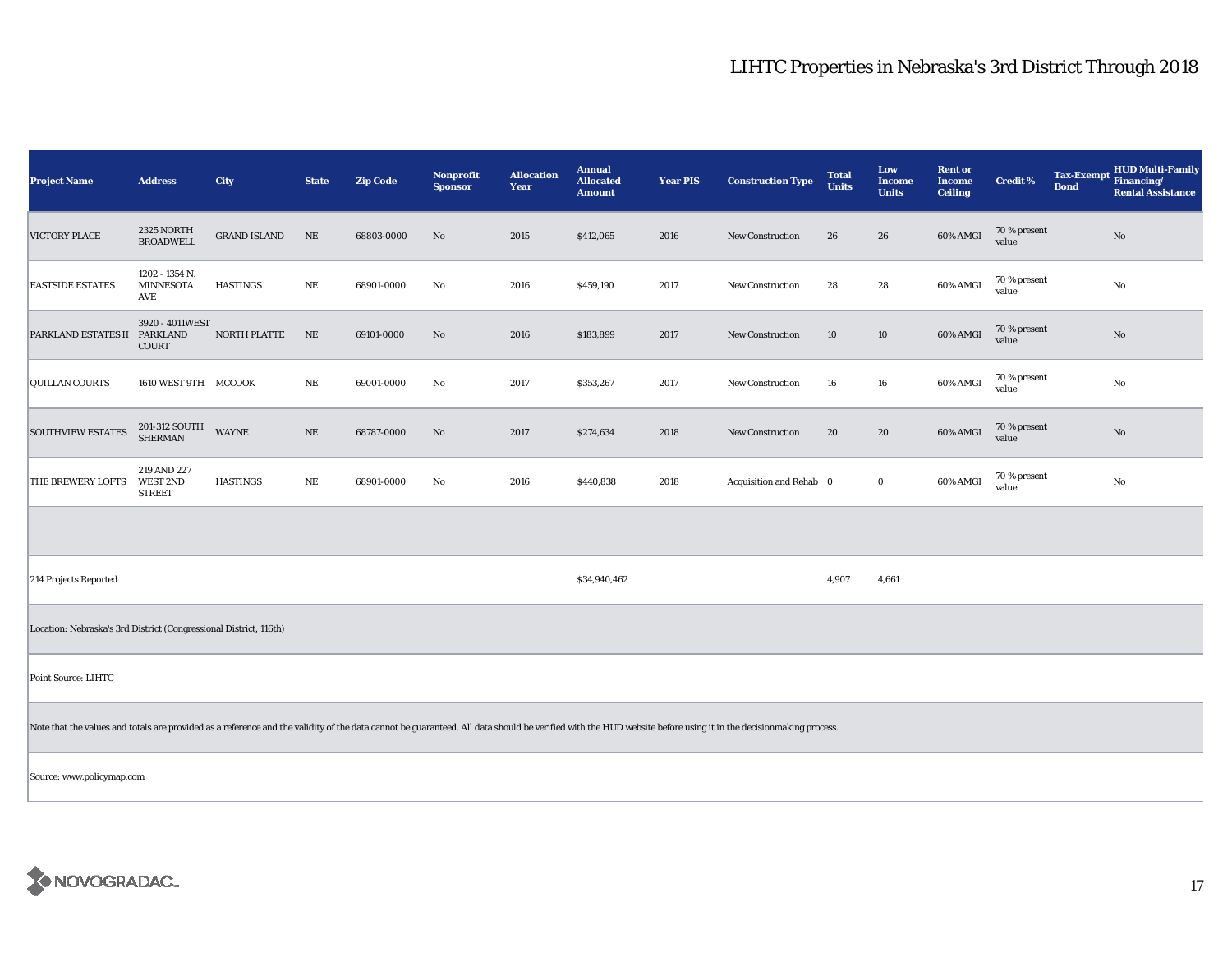# LIHTC Properties in Nebraska's 3rd District Through 2018

| Project Name | Address | City | State | Zip Code | Nonprofit Sponsor | Allocation Year | Annual Allocated Amount | Year PIS | Construction Type | Total Units | Low Income Units | Rent or Income Ceiling | Credit % | Tax-Exempt Bond | HUD Multi-Family Financing/ Rental Assistance |
|---|---|---|---|---|---|---|---|---|---|---|---|---|---|---|---|
| VICTORY PLACE | 2325 NORTH BROADWELL | GRAND ISLAND | NE | 68803-0000 | No | 2015 | $412,065 | 2016 | New Construction | 26 | 26 | 60% AMGI | 70 % present value | | No |
| EASTSIDE ESTATES | 1202 - 1354 N. MINNESOTA AVE | HASTINGS | NE | 68901-0000 | No | 2016 | $459,190 | 2017 | New Construction | 28 | 28 | 60% AMGI | 70 % present value | | No |
| PARKLAND ESTATES II | 3920 - 4011WEST PARKLAND COURT | NORTH PLATTE | NE | 69101-0000 | No | 2016 | $183,899 | 2017 | New Construction | 10 | 10 | 60% AMGI | 70 % present value | | No |
| QUILLAN COURTS | 1610 WEST 9TH | MCCOOK | NE | 69001-0000 | No | 2017 | $353,267 | 2017 | New Construction | 16 | 16 | 60% AMGI | 70 % present value | | No |
| SOUTHVIEW ESTATES | 201-312 SOUTH SHERMAN | WAYNE | NE | 68787-0000 | No | 2017 | $274,634 | 2018 | New Construction | 20 | 20 | 60% AMGI | 70 % present value | | No |
| THE BREWERY LOFTS | 219 AND 227 WEST 2ND STREET | HASTINGS | NE | 68901-0000 | No | 2016 | $440,838 | 2018 | Acquisition and Rehab | 0 | 0 | 60% AMGI | 70 % present value | | No |
| | | | | | | | | | | | | | | | |
| 214 Projects Reported | | | | | | | $34,940,462 | | | 4,907 | 4,661 | | | | |

Location: Nebraska's 3rd District (Congressional District, 116th)

Point Source: LIHTC

Note that the values and totals are provided as a reference and the validity of the data cannot be guaranteed. All data should be verified with the HUD website before using it in the decisionmaking process.

Source: www.policymap.com